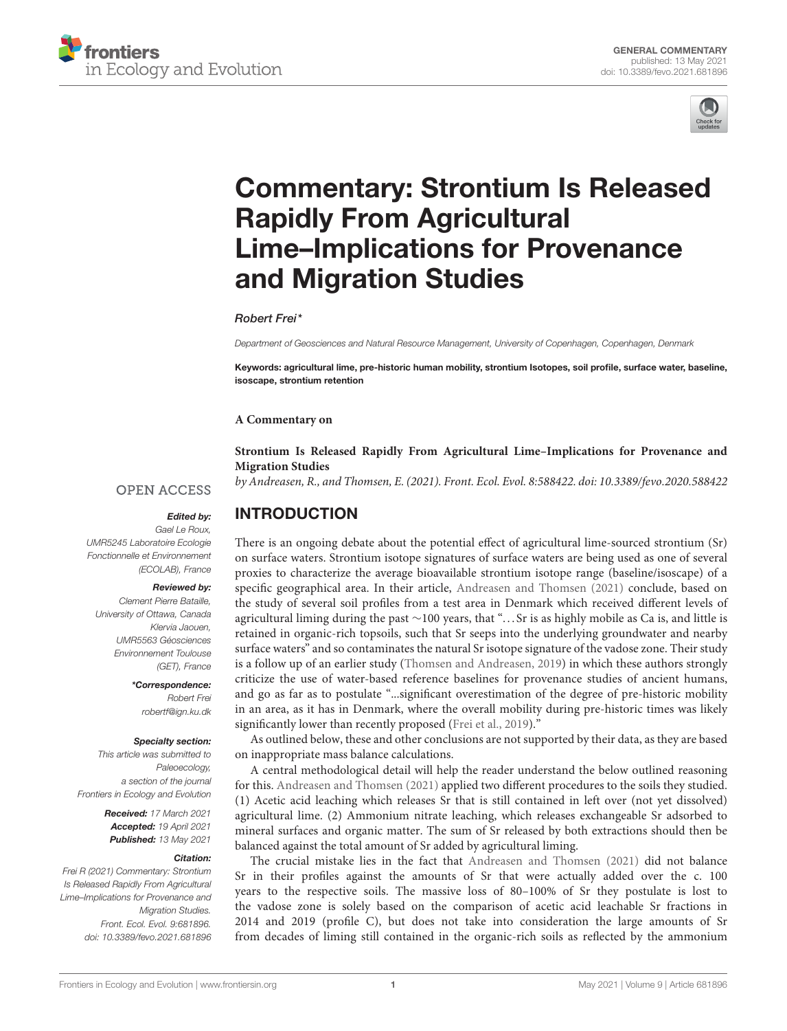GENERAL COMMENTARY
published: 13 May 2021
doi: 10.3389/fevo.2021.681896

# Commentary: Strontium Is Released Rapidly From Agricultural Lime–Implications for Provenance and Migration Studies

*Robert Frei\**

*Department of Geosciences and Natural Resource Management, University of Copenhagen, Copenhagen, Denmark*

**Keywords: agricultural lime, pre-historic human mobility, strontium Isotopes, soil profile, surface water, baseline, isoscape, strontium retention**

**A Commentary on**

**Strontium Is Released Rapidly From Agricultural Lime–Implications for Provenance and Migration Studies**

*by Andreasen, R., and Thomsen, E. (2021). Front. Ecol. Evol. 8:588422. doi: 10.3389/fevo.2020.588422*

OPEN ACCESS

***Edited by:***
*Gael Le Roux, UMR5245 Laboratoire Ecologie Fonctionnelle et Environnement (ECOLAB), France*

***Reviewed by:***
*Clement Pierre Bataille, University of Ottawa, Canada*
*Klervia Jaouen, UMR5563 Géosciences Environnement Toulouse (GET), France*

***\*Correspondence:***
*Robert Frei*
*robertf@ign.ku.dk*

***Specialty section:***
*This article was submitted to Paleoecology, a section of the journal Frontiers in Ecology and Evolution*

***Received:** 17 March 2021*
***Accepted:** 19 April 2021*
***Published:** 13 May 2021*

***Citation:***
*Frei R (2021) Commentary: Strontium Is Released Rapidly From Agricultural Lime–Implications for Provenance and Migration Studies. Front. Ecol. Evol. 9:681896. doi: 10.3389/fevo.2021.681896*

## INTRODUCTION

There is an ongoing debate about the potential effect of agricultural lime-sourced strontium (Sr) on surface waters. Strontium isotope signatures of surface waters are being used as one of several proxies to characterize the average bioavailable strontium isotope range (baseline/isoscape) of a specific geographical area. In their article, Andreasen and Thomsen (2021) conclude, based on the study of several soil profiles from a test area in Denmark which received different levels of agricultural liming during the past ∼100 years, that "…Sr is as highly mobile as Ca is, and little is retained in organic-rich topsoils, such that Sr seeps into the underlying groundwater and nearby surface waters" and so contaminates the natural Sr isotope signature of the vadose zone. Their study is a follow up of an earlier study (Thomsen and Andreasen, 2019) in which these authors strongly criticize the use of water-based reference baselines for provenance studies of ancient humans, and go as far as to postulate "...significant overestimation of the degree of pre-historic mobility in an area, as it has in Denmark, where the overall mobility during pre-historic times was likely significantly lower than recently proposed (Frei et al., 2019)."

As outlined below, these and other conclusions are not supported by their data, as they are based on inappropriate mass balance calculations.

A central methodological detail will help the reader understand the below outlined reasoning for this. Andreasen and Thomsen (2021) applied two different procedures to the soils they studied. (1) Acetic acid leaching which releases Sr that is still contained in left over (not yet dissolved) agricultural lime. (2) Ammonium nitrate leaching, which releases exchangeable Sr adsorbed to mineral surfaces and organic matter. The sum of Sr released by both extractions should then be balanced against the total amount of Sr added by agricultural liming.

The crucial mistake lies in the fact that Andreasen and Thomsen (2021) did not balance Sr in their profiles against the amounts of Sr that were actually added over the c. 100 years to the respective soils. The massive loss of 80–100% of Sr they postulate is lost to the vadose zone is solely based on the comparison of acetic acid leachable Sr fractions in 2014 and 2019 (profile C), but does not take into consideration the large amounts of Sr from decades of liming still contained in the organic-rich soils as reflected by the ammonium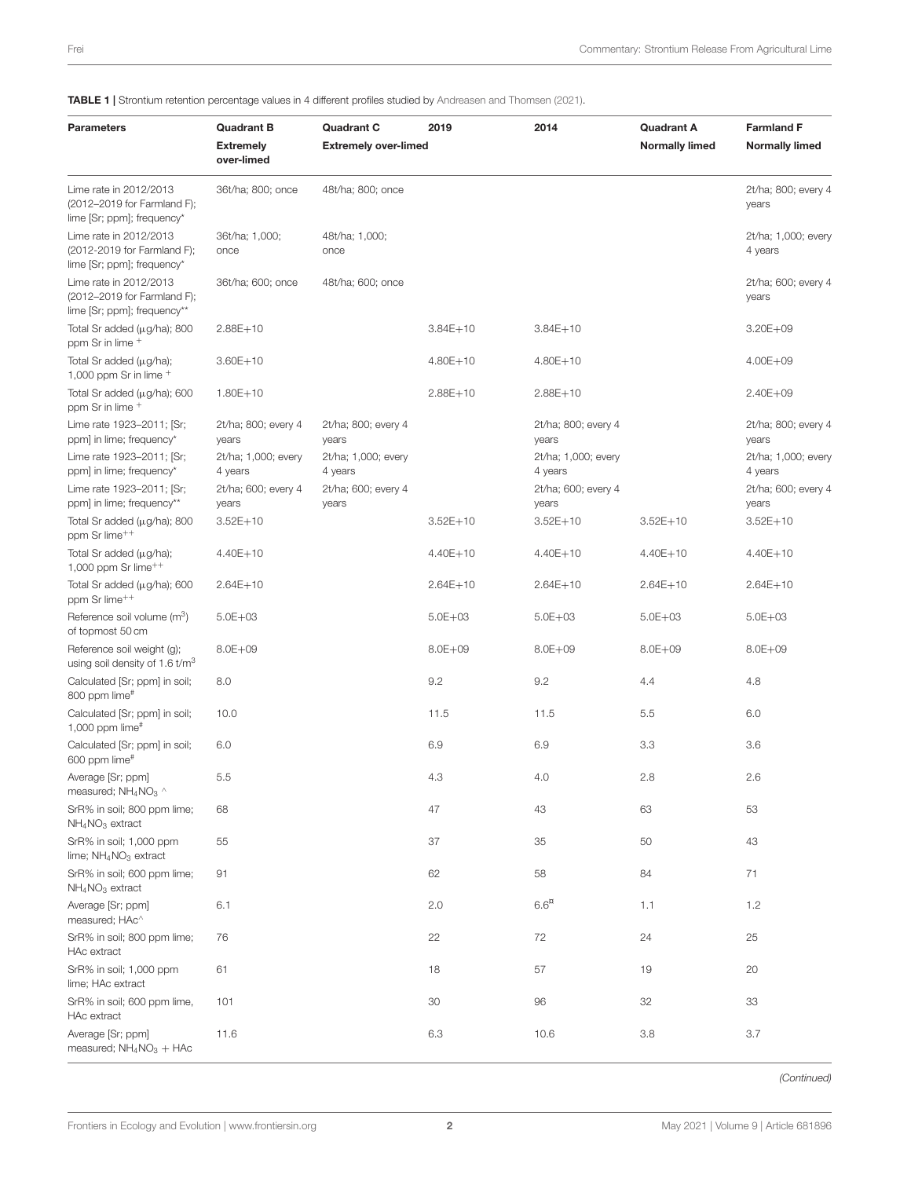**TABLE 1 |** Strontium retention percentage values in 4 different profiles studied by Andreasen and Thomsen (2021).

| Parameters | Quadrant B | Quadrant C | 2019 | 2014 | Quadrant A | Farmland F |
|---|---|---|---|---|---|---|
| | **Extremely over-limed** | **Extremely over-limed** | | | **Normally limed** | **Normally limed** |
| Lime rate in 2012/2013 (2012–2019 for Farmland F); lime [Sr; ppm]; frequency* | 36t/ha; 800; once | 48t/ha; 800; once | | | | 2t/ha; 800; every 4 years |
| Lime rate in 2012/2013 (2012-2019 for Farmland F); lime [Sr; ppm]; frequency* | 36t/ha; 1,000; once | 48t/ha; 1,000; once | | | | 2t/ha; 1,000; every 4 years |
| Lime rate in 2012/2013 (2012–2019 for Farmland F); lime [Sr; ppm]; frequency** | 36t/ha; 600; once | 48t/ha; 600; once | | | | 2t/ha; 600; every 4 years |
| Total Sr added (μg/ha); 800 ppm Sr in lime + | 2.88E+10 | | 3.84E+10 | 3.84E+10 | | 3.20E+09 |
| Total Sr added (μg/ha); 1,000 ppm Sr in lime + | 3.60E+10 | | 4.80E+10 | 4.80E+10 | | 4.00E+09 |
| Total Sr added (μg/ha); 600 ppm Sr in lime + | 1.80E+10 | | 2.88E+10 | 2.88E+10 | | 2.40E+09 |
| Lime rate 1923–2011; [Sr; ppm] in lime; frequency* | 2t/ha; 800; every 4 years | 2t/ha; 800; every 4 years | | 2t/ha; 800; every 4 years | | 2t/ha; 800; every 4 years |
| Lime rate 1923–2011; [Sr; ppm] in lime; frequency* | 2t/ha; 1,000; every 4 years | 2t/ha; 1,000; every 4 years | | 2t/ha; 1,000; every 4 years | | 2t/ha; 1,000; every 4 years |
| Lime rate 1923–2011; [Sr; ppm] in lime; frequency** | 2t/ha; 600; every 4 years | 2t/ha; 600; every 4 years | | 2t/ha; 600; every 4 years | | 2t/ha; 600; every 4 years |
| Total Sr added (μg/ha); 800 ppm Sr lime++ | 3.52E+10 | | 3.52E+10 | 3.52E+10 | 3.52E+10 | 3.52E+10 |
| Total Sr added (μg/ha); 1,000 ppm Sr lime++ | 4.40E+10 | | 4.40E+10 | 4.40E+10 | 4.40E+10 | 4.40E+10 |
| Total Sr added (μg/ha); 600 ppm Sr lime++ | 2.64E+10 | | 2.64E+10 | 2.64E+10 | 2.64E+10 | 2.64E+10 |
| Reference soil volume ($m^3$) of topmost 50 cm | 5.0E+03 | | 5.0E+03 | 5.0E+03 | 5.0E+03 | 5.0E+03 |
| Reference soil weight (g); using soil density of 1.6 t/$m^3$ | 8.0E+09 | | 8.0E+09 | 8.0E+09 | 8.0E+09 | 8.0E+09 |
| Calculated [Sr; ppm] in soil; 800 ppm lime# | 8.0 | | 9.2 | 9.2 | 4.4 | 4.8 |
| Calculated [Sr; ppm] in soil; 1,000 ppm lime# | 10.0 | | 11.5 | 11.5 | 5.5 | 6.0 |
| Calculated [Sr; ppm] in soil; 600 ppm lime# | 6.0 | | 6.9 | 6.9 | 3.3 | 3.6 |
| Average [Sr; ppm] measured; $NH_4NO_3$ ^ | 5.5 | | 4.3 | 4.0 | 2.8 | 2.6 |
| SrR% in soil; 800 ppm lime; $NH_4NO_3$ extract | 68 | | 47 | 43 | 63 | 53 |
| SrR% in soil; 1,000 ppm lime; $NH_4NO_3$ extract | 55 | | 37 | 35 | 50 | 43 |
| SrR% in soil; 600 ppm lime; $NH_4NO_3$ extract | 91 | | 62 | 58 | 84 | 71 |
| Average [Sr; ppm] measured; HAc^ | 6.1 | | 2.0 | 6.6[¤] | 1.1 | 1.2 |
| SrR% in soil; 800 ppm lime; HAc extract | 76 | | 22 | 72 | 24 | 25 |
| SrR% in soil; 1,000 ppm lime; HAc extract | 61 | | 18 | 57 | 19 | 20 |
| SrR% in soil; 600 ppm lime, HAc extract | 101 | | 30 | 96 | 32 | 33 |
| Average [Sr; ppm] measured; $NH_4NO_3$ + HAc | 11.6 | | 6.3 | 10.6 | 3.8 | 3.7 |

*(Continued)*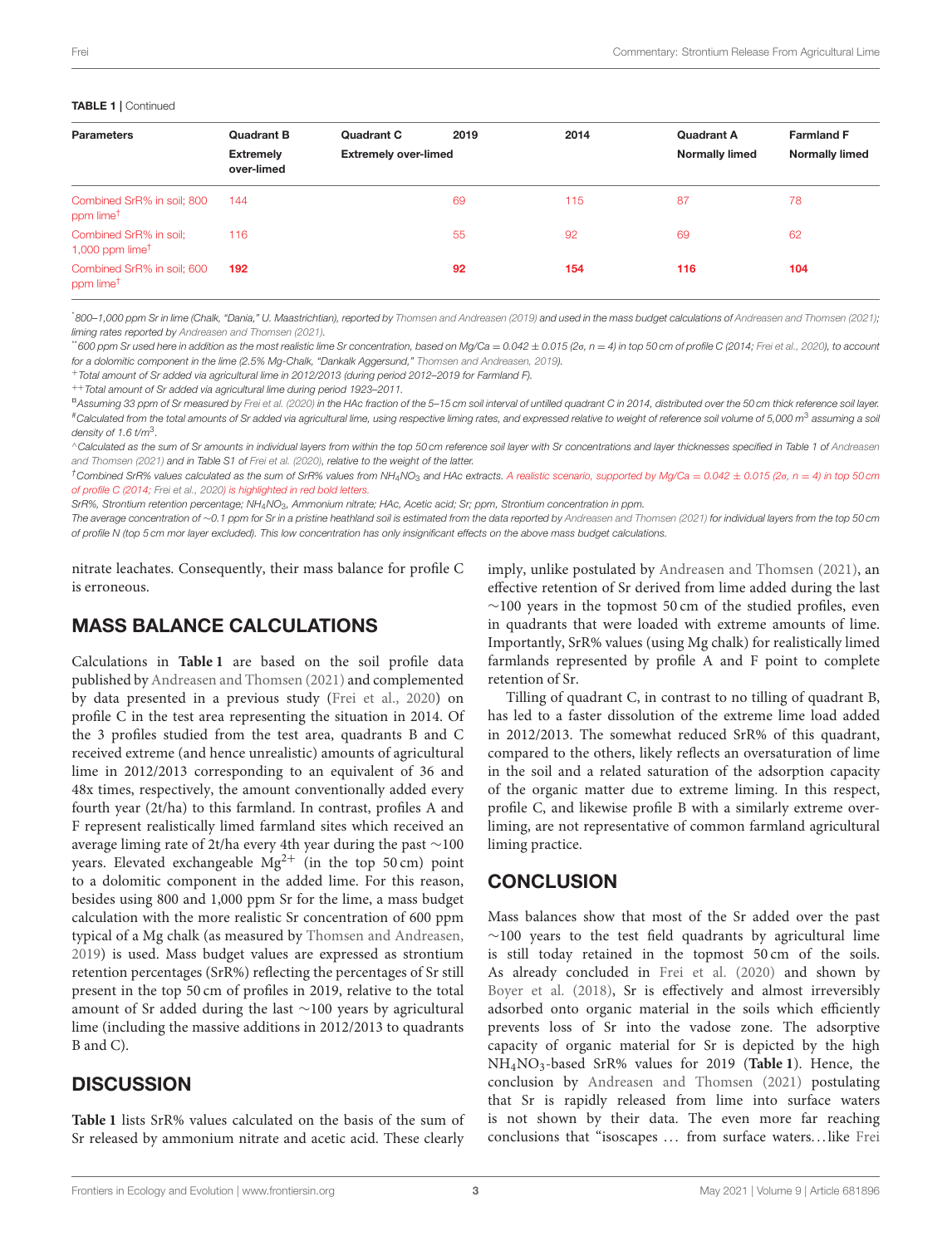**TABLE 1** | Continued

| Parameters | Quadrant B | Quadrant C 2019 | 2014 | Quadrant A | Farmland F |
|---|---|---|---|---|---|
| | Extremely over-limed | Extremely over-limed | | Normally limed | Normally limed |
| Combined SrR% in soil; 800 ppm lime[†] | 144 | 69 | 115 | 87 | 78 |
| Combined SrR% in soil; 1,000 ppm lime[†] | 116 | 55 | 92 | 69 | 62 |
| Combined SrR% in soil; 600 ppm lime[†] | **192** | **92** | **154** | **116** | **104** |

[*] 800–1,000 ppm Sr in lime (Chalk, "Dania," U. Maastrichtian), reported by Thomsen and Andreasen (2019) and used in the mass budget calculations of Andreasen and Thomsen (2021); liming rates reported by Andreasen and Thomsen (2021).

[**] 600 ppm Sr used here in addition as the most realistic lime Sr concentration, based on Mg/Ca = 0.042 ± 0.015 (2σ, n = 4) in top 50 cm of profile C (2014; Frei et al., 2020), to account for a dolomitic component in the lime (2.5% Mg-Chalk, "Dankalk Aggersund," Thomsen and Andreasen, 2019).

[+] Total amount of Sr added via agricultural lime in 2012/2013 (during period 2012–2019 for Farmland F).

[++] Total amount of Sr added via agricultural lime during period 1923–2011.

[¤] Assuming 33 ppm of Sr measured by Frei et al. (2020) in the HAc fraction of the 5–15 cm soil interval of untilled quadrant C in 2014, distributed over the 50 cm thick reference soil layer.

[#] Calculated from the total amounts of Sr added via agricultural lime, using respective liming rates, and expressed relative to weight of reference soil volume of 5,000 $m^3$ assuming a soil density of 1.6 $t/m^3$.

[^] Calculated as the sum of Sr amounts in individual layers from within the top 50 cm reference soil layer with Sr concentrations and layer thicknesses specified in Table 1 of Andreasen and Thomsen (2021) and in Table S1 of Frei et al. (2020), relative to the weight of the latter.

[†] Combined SrR% values calculated as the sum of SrR% values from $NH_4NO_3$ and HAc extracts. A realistic scenario, supported by Mg/Ca = 0.042 ± 0.015 (2σ, n = 4) in top 50 cm of profile C (2014; Frei et al., 2020) is highlighted in red bold letters.

SrR%, Strontium retention percentage; $NH_4NO_3$, Ammonium nitrate; HAc, Acetic acid; Sr; ppm, Strontium concentration in ppm.

The average concentration of ~0.1 ppm for Sr in a pristine heathland soil is estimated from the data reported by Andreasen and Thomsen (2021) for individual layers from the top 50 cm of profile N (top 5 cm mor layer excluded). This low concentration has only insignificant effects on the above mass budget calculations.

nitrate leachates. Consequently, their mass balance for profile C is erroneous.

## MASS BALANCE CALCULATIONS

Calculations in **Table 1** are based on the soil profile data published by Andreasen and Thomsen (2021) and complemented by data presented in a previous study (Frei et al., 2020) on profile C in the test area representing the situation in 2014. Of the 3 profiles studied from the test area, quadrants B and C received extreme (and hence unrealistic) amounts of agricultural lime in 2012/2013 corresponding to an equivalent of 36 and 48x times, respectively, the amount conventionally added every fourth year (2t/ha) to this farmland. In contrast, profiles A and F represent realistically limed farmland sites which received an average liming rate of 2t/ha every 4th year during the past ~100 years. Elevated exchangeable $Mg^{2+}$ (in the top 50 cm) point to a dolomitic component in the added lime. For this reason, besides using 800 and 1,000 ppm Sr for the lime, a mass budget calculation with the more realistic Sr concentration of 600 ppm typical of a Mg chalk (as measured by Thomsen and Andreasen, 2019) is used. Mass budget values are expressed as strontium retention percentages (SrR%) reflecting the percentages of Sr still present in the top 50 cm of profiles in 2019, relative to the total amount of Sr added during the last ~100 years by agricultural lime (including the massive additions in 2012/2013 to quadrants B and C).

## DISCUSSION

**Table 1** lists SrR% values calculated on the basis of the sum of Sr released by ammonium nitrate and acetic acid. These clearly imply, unlike postulated by Andreasen and Thomsen (2021), an effective retention of Sr derived from lime added during the last ~100 years in the topmost 50 cm of the studied profiles, even in quadrants that were loaded with extreme amounts of lime. Importantly, SrR% values (using Mg chalk) for realistically limed farmlands represented by profile A and F point to complete retention of Sr.

Tilling of quadrant C, in contrast to no tilling of quadrant B, has led to a faster dissolution of the extreme lime load added in 2012/2013. The somewhat reduced SrR% of this quadrant, compared to the others, likely reflects an oversaturation of lime in the soil and a related saturation of the adsorption capacity of the organic matter due to extreme liming. In this respect, profile C, and likewise profile B with a similarly extreme over-liming, are not representative of common farmland agricultural liming practice.

## CONCLUSION

Mass balances show that most of the Sr added over the past ~100 years to the test field quadrants by agricultural lime is still today retained in the topmost 50 cm of the soils. As already concluded in Frei et al. (2020) and shown by Boyer et al. (2018), Sr is effectively and almost irreversibly adsorbed onto organic material in the soils which efficiently prevents loss of Sr into the vadose zone. The adsorptive capacity of organic material for Sr is depicted by the high $NH_4NO_3$-based SrR% values for 2019 (**Table 1**). Hence, the conclusion by Andreasen and Thomsen (2021) postulating that Sr is rapidly released from lime into surface waters is not shown by their data. The even more far reaching conclusions that "isoscapes … from surface waters…like Frei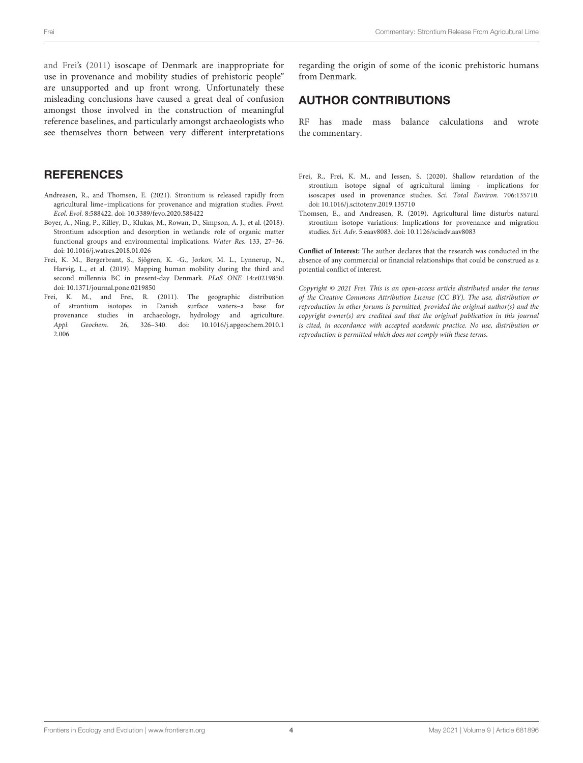and Frei's (2011) isoscape of Denmark are inappropriate for use in provenance and mobility studies of prehistoric people" are unsupported and up front wrong. Unfortunately these misleading conclusions have caused a great deal of confusion amongst those involved in the construction of meaningful reference baselines, and particularly amongst archaeologists who see themselves thorn between very different interpretations regarding the origin of some of the iconic prehistoric humans from Denmark.

## AUTHOR CONTRIBUTIONS

RF has made mass balance calculations and wrote the commentary.

## REFERENCES

Andreasen, R., and Thomsen, E. (2021). Strontium is released rapidly from agricultural lime–implications for provenance and migration studies. *Front. Ecol. Evol.* 8:588422. doi: 10.3389/fevo.2020.588422

Boyer, A., Ning, P., Killey, D., Klukas, M., Rowan, D., Simpson, A. J., et al. (2018). Strontium adsorption and desorption in wetlands: role of organic matter functional groups and environmental implications. *Water Res.* 133, 27–36. doi: 10.1016/j.watres.2018.01.026

Frei, K. M., Bergerbrant, S., Sjögren, K. -G., Jørkov, M. L., Lynnerup, N., Harvig, L., et al. (2019). Mapping human mobility during the third and second millennia BC in present-day Denmark. *PLoS ONE* 14:e0219850. doi: 10.1371/journal.pone.0219850

Frei, K. M., and Frei, R. (2011). The geographic distribution of strontium isotopes in Danish surface waters–a base for provenance studies in archaeology, hydrology and agriculture. *Appl. Geochem*. 26, 326–340. doi: 10.1016/j.apgeochem.2010.12.006

Frei, R., Frei, K. M., and Jessen, S. (2020). Shallow retardation of the strontium isotope signal of agricultural liming - implications for isoscapes used in provenance studies. *Sci. Total Environ*. 706:135710. doi: 10.1016/j.scitotenv.2019.135710

Thomsen, E., and Andreasen, R. (2019). Agricultural lime disturbs natural strontium isotope variations: Implications for provenance and migration studies. *Sci. Adv*. 5:eaav8083. doi: 10.1126/sciadv.aav8083

**Conflict of Interest:** The author declares that the research was conducted in the absence of any commercial or financial relationships that could be construed as a potential conflict of interest.

*Copyright © 2021 Frei. This is an open-access article distributed under the terms of the Creative Commons Attribution License (CC BY). The use, distribution or reproduction in other forums is permitted, provided the original author(s) and the copyright owner(s) are credited and that the original publication in this journal is cited, in accordance with accepted academic practice. No use, distribution or reproduction is permitted which does not comply with these terms.*